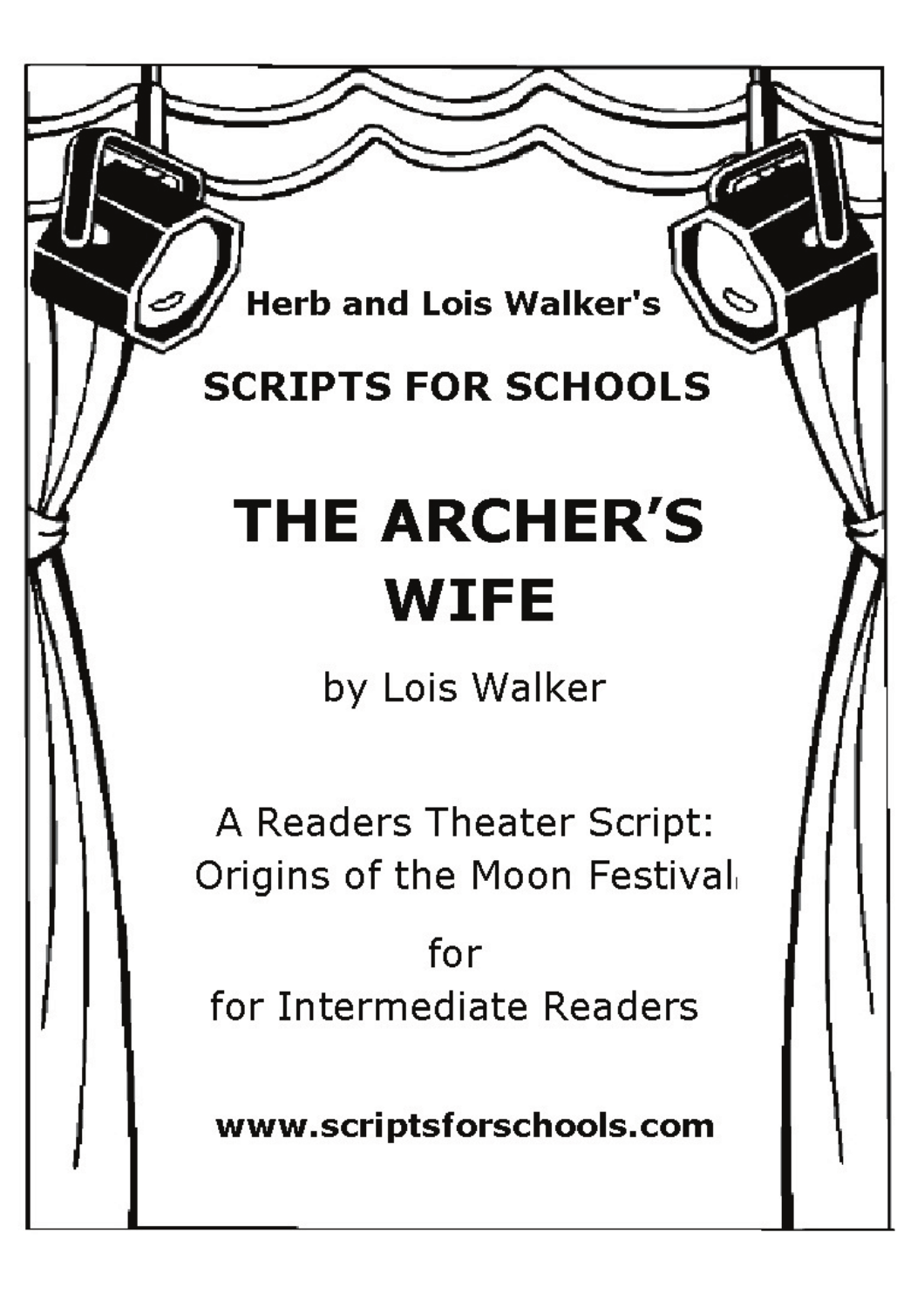**Herb and Lois Walker's**

**SCRIPTS FOR SCHOOLS**

# THE ARCHER'S WIFE

by Lois Walker

A Readers Theater Script:
Origins of the Moon Festival

for
for Intermediate Readers

**www.scriptsforschools.com**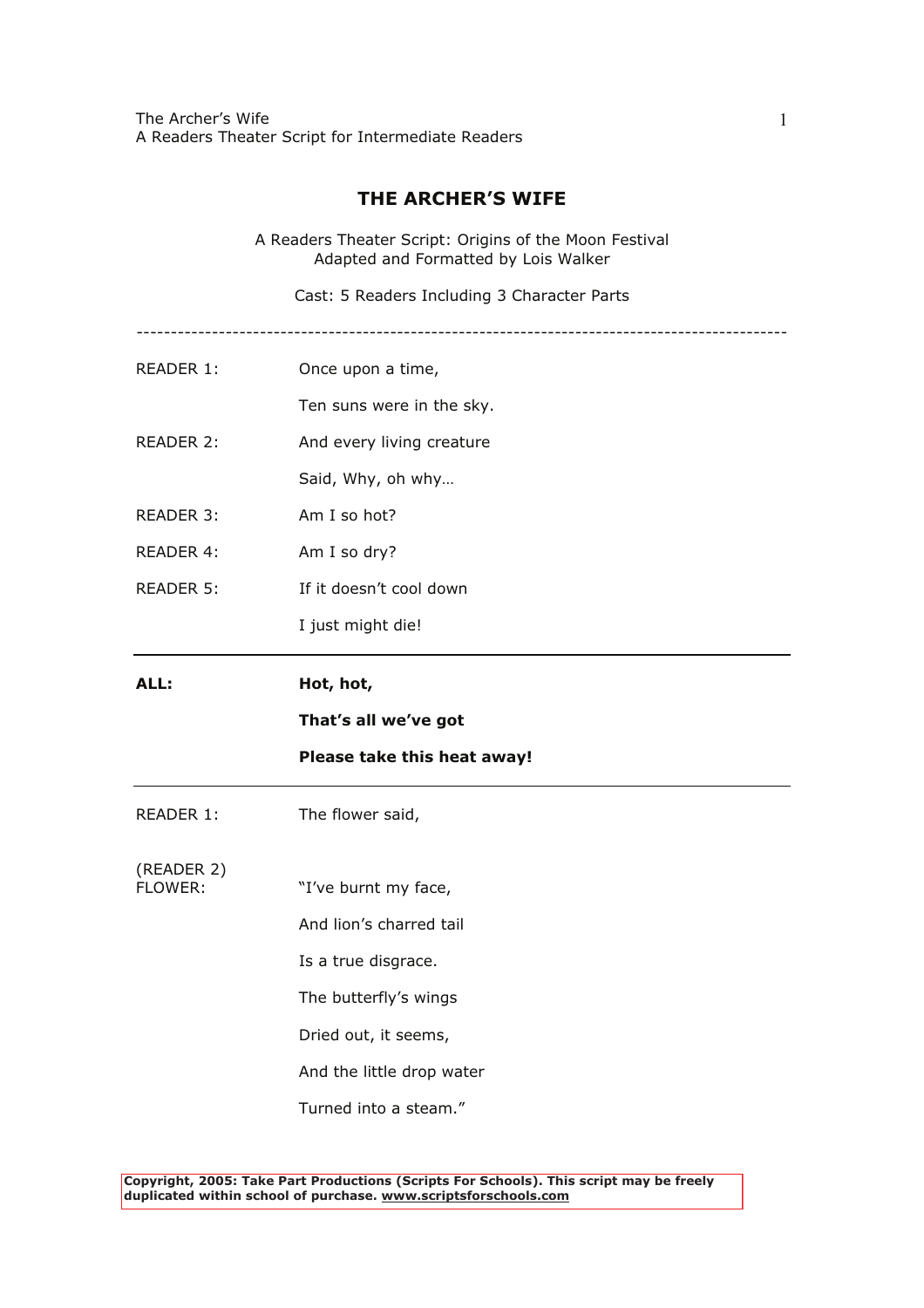# THE ARCHER'S WIFE

A Readers Theater Script: Origins of the Moon Festival
Adapted and Formatted by Lois Walker

Cast: 5 Readers Including 3 Character Parts

---

READER 1: Once upon a time,

Ten suns were in the sky.

READER 2: And every living creature

Said, Why, oh why…

READER 3: Am I so hot?

READER 4: Am I so dry?

READER 5: If it doesn't cool down

I just might die!

---

**ALL: Hot, hot,**

**That's all we've got**

**Please take this heat away!**

---

READER 1: The flower said,

(READER 2)
FLOWER: "I've burnt my face,

And lion's charred tail

Is a true disgrace.

The butterfly's wings

Dried out, it seems,

And the little drop water

Turned into a steam."

**Copyright, 2005: Take Part Productions (Scripts For Schools). This script may be freely duplicated within school of purchase. www.scriptsforschools.com**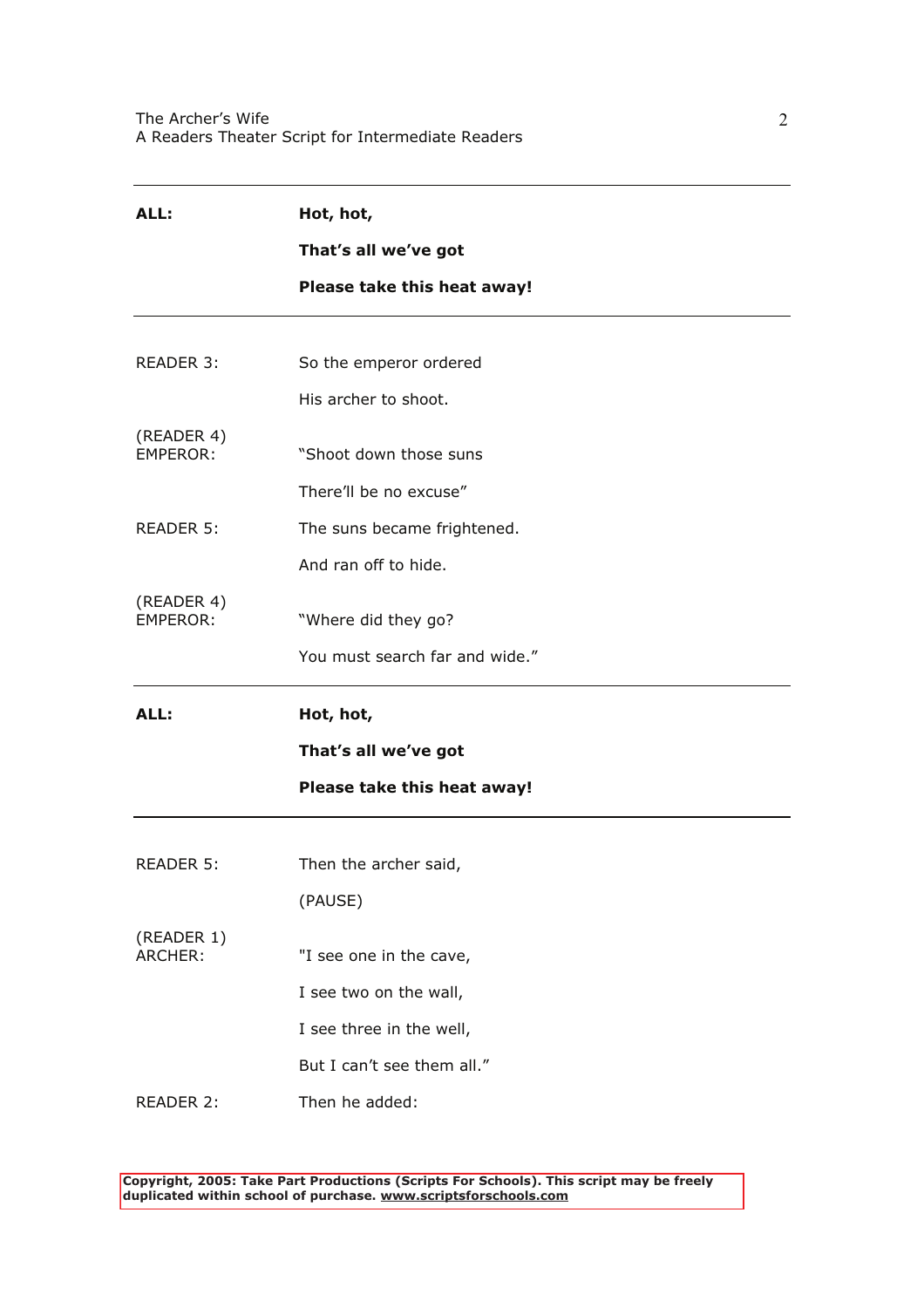---

**ALL:** **Hot, hot,**

**That's all we've got**

**Please take this heat away!**

---

READER 3: So the emperor ordered

His archer to shoot.

(READER 4)
EMPEROR: "Shoot down those suns

There'll be no excuse"

READER 5: The suns became frightened.

And ran off to hide.

(READER 4)
EMPEROR: "Where did they go?

You must search far and wide."

---

**ALL:** **Hot, hot,**

**That's all we've got**

**Please take this heat away!**

---

READER 5: Then the archer said,

(PAUSE)

(READER 1)
ARCHER: "I see one in the cave,

I see two on the wall,

I see three in the well,

But I can't see them all."

READER 2: Then he added:

**Copyright, 2005: Take Part Productions (Scripts For Schools). This script may be freely duplicated within school of purchase. www.scriptsforschools.com**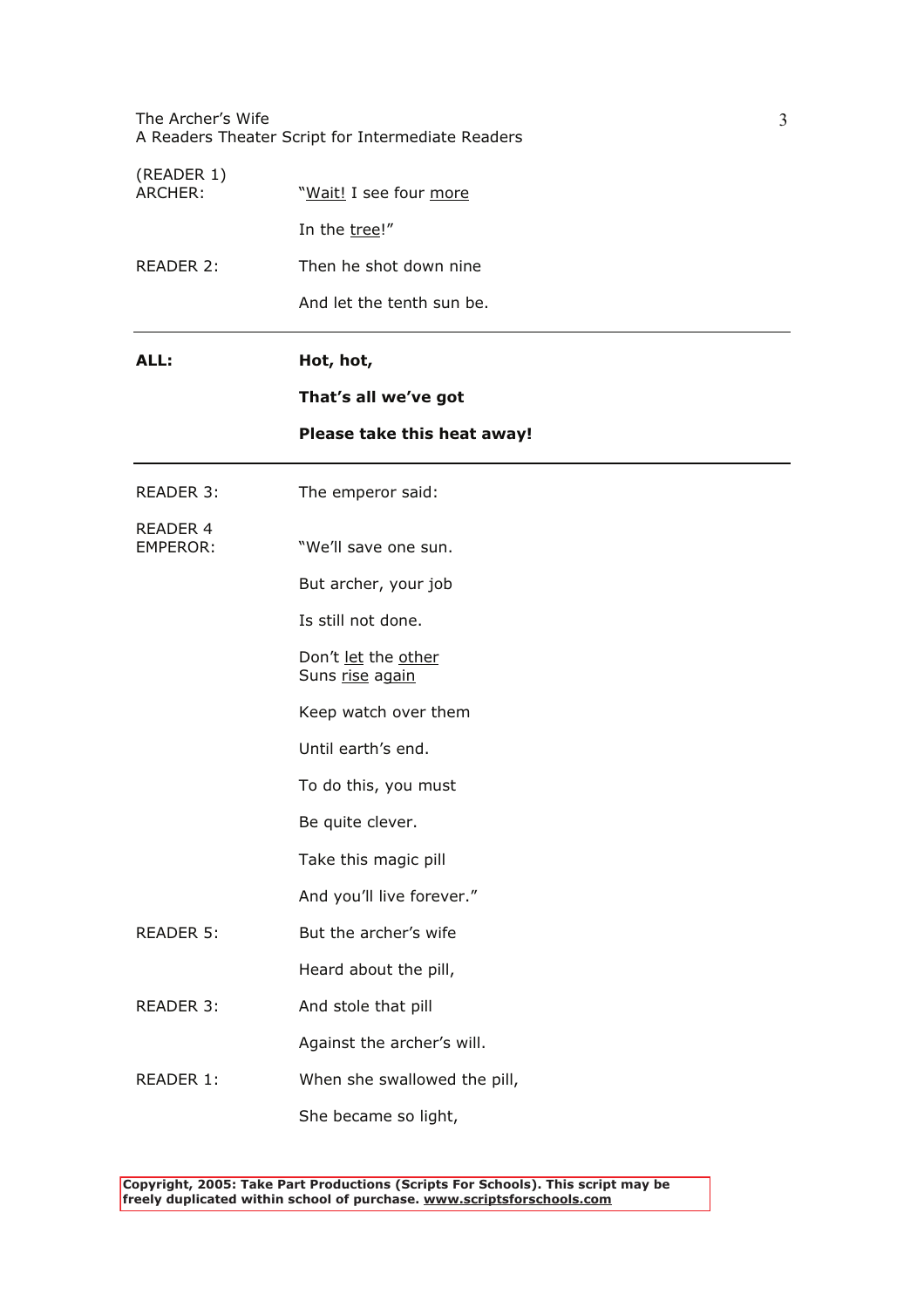(READER 1)
ARCHER: "<u>Wait!</u> I see four <u>more</u>

In the <u>tree</u>!"

READER 2: Then he shot down nine

And let the tenth sun be.

---

**ALL:** **Hot, hot,**

**That's all we've got**

**Please take this heat away!**

---

READER 3: The emperor said:

READER 4
EMPEROR: "We'll save one sun.

But archer, your job

Is still not done.

Don't <u>let</u> the <u>other</u>
Suns <u>rise</u> <u>again</u>

Keep watch over them

Until earth's end.

To do this, you must

Be quite clever.

Take this magic pill

And you'll live forever."

READER 5: But the archer's wife

Heard about the pill,

READER 3: And stole that pill

Against the archer's will.

READER 1: When she swallowed the pill,

She became so light,

**Copyright, 2005: Take Part Productions (Scripts For Schools). This script may be freely duplicated within school of purchase. www.scriptsforschools.com**